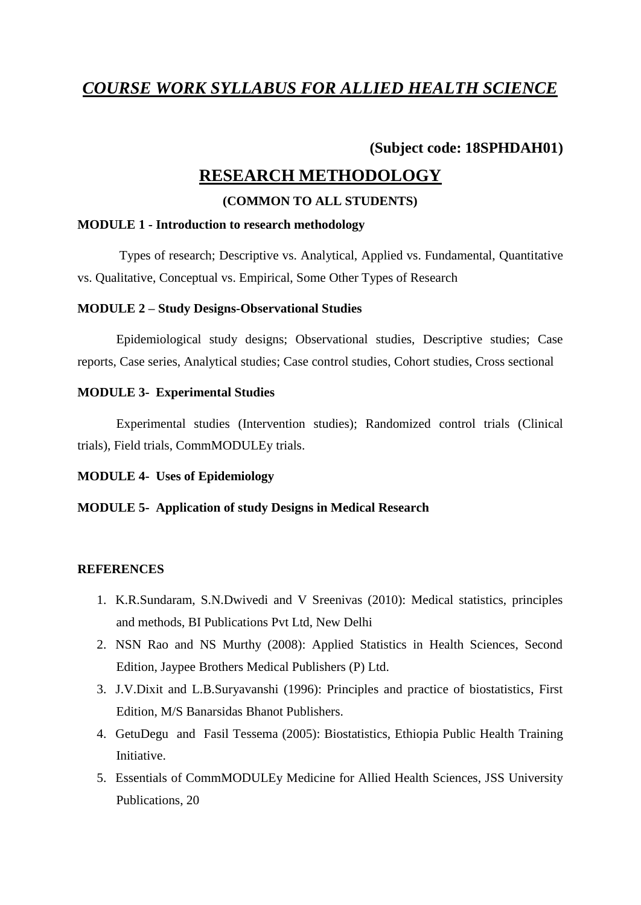# ***COURSE WORK SYLLABUS FOR ALLIED HEALTH SCIENCE***

**(Subject code: 18SPHDAH01)**

## RESEARCH METHODOLOGY

**(COMMON TO ALL STUDENTS)**

**MODULE 1 - Introduction to research methodology**

Types of research; Descriptive vs. Analytical, Applied vs. Fundamental, Quantitative vs. Qualitative, Conceptual vs. Empirical, Some Other Types of Research

**MODULE 2 – Study Designs-Observational Studies**

Epidemiological study designs; Observational studies, Descriptive studies; Case reports, Case series, Analytical studies; Case control studies, Cohort studies, Cross sectional

**MODULE 3- Experimental Studies**

Experimental studies (Intervention studies); Randomized control trials (Clinical trials), Field trials, CommMODULEy trials.

**MODULE 4- Uses of Epidemiology**

**MODULE 5- Application of study Designs in Medical Research**

**REFERENCES**

1. K.R.Sundaram, S.N.Dwivedi and V Sreenivas (2010): Medical statistics, principles and methods, BI Publications Pvt Ltd, New Delhi
2. NSN Rao and NS Murthy (2008): Applied Statistics in Health Sciences, Second Edition, Jaypee Brothers Medical Publishers (P) Ltd.
3. J.V.Dixit and L.B.Suryavanshi (1996): Principles and practice of biostatistics, First Edition, M/S Banarsidas Bhanot Publishers.
4. GetuDegu and Fasil Tessema (2005): Biostatistics, Ethiopia Public Health Training Initiative.
5. Essentials of CommMODULEy Medicine for Allied Health Sciences, JSS University Publications, 20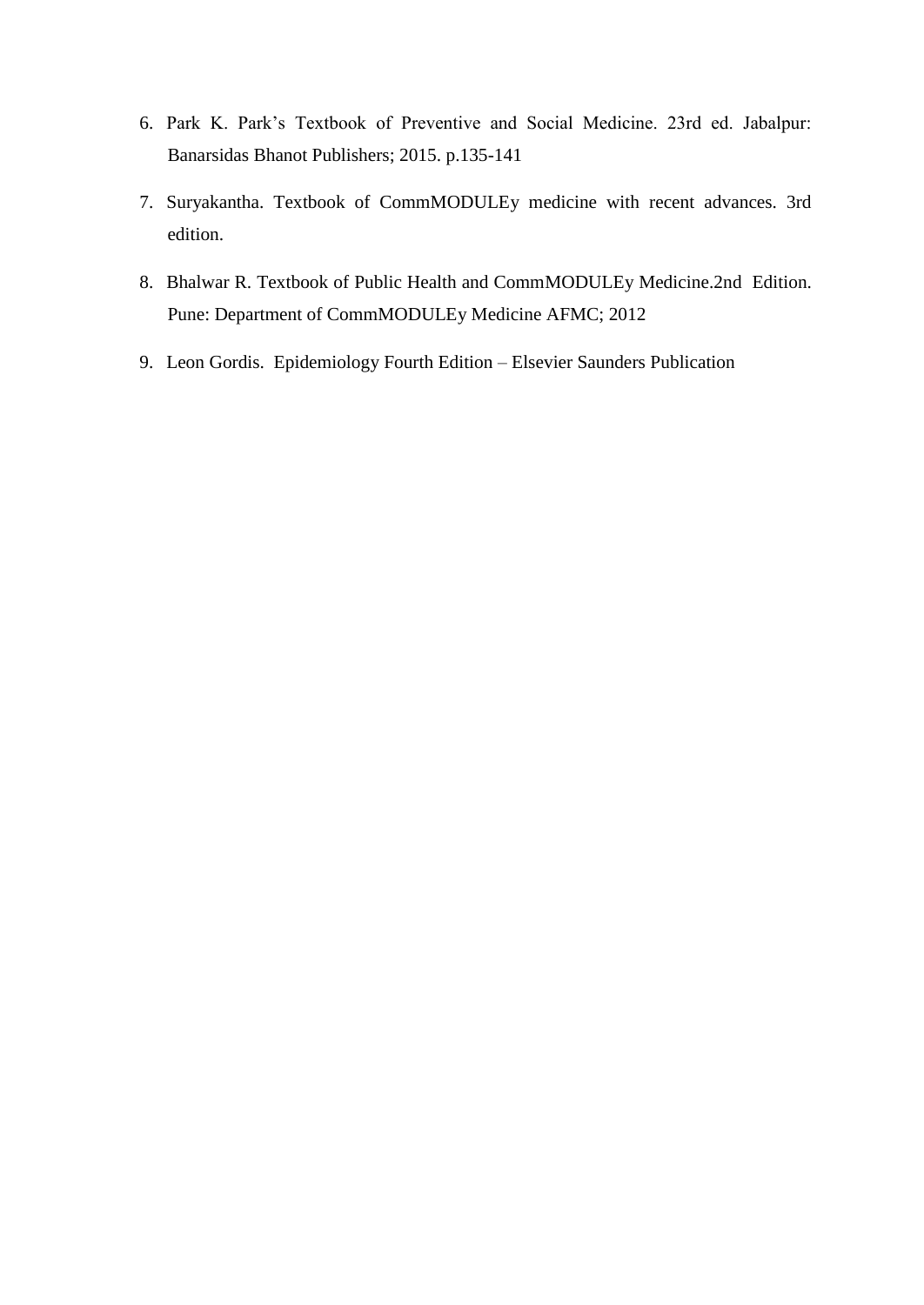6. Park K. Park's Textbook of Preventive and Social Medicine. 23rd ed. Jabalpur: Banarsidas Bhanot Publishers; 2015. p.135-141
7. Suryakantha. Textbook of CommMODULEy medicine with recent advances. 3rd edition.
8. Bhalwar R. Textbook of Public Health and CommMODULEy Medicine.2nd Edition. Pune: Department of CommMODULEy Medicine AFMC; 2012
9. Leon Gordis. Epidemiology Fourth Edition – Elsevier Saunders Publication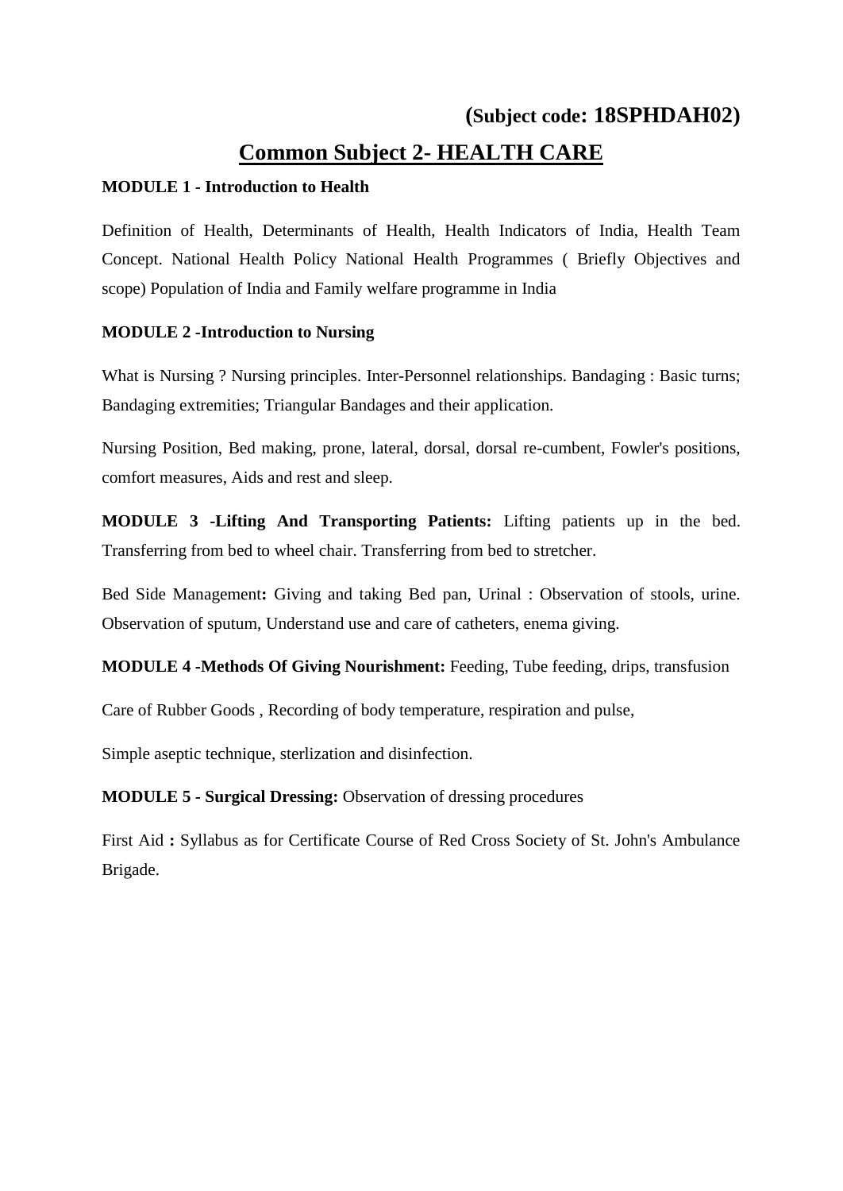**(Subject code: 18SPHDAH02)**

# Common Subject 2- HEALTH CARE

**MODULE 1 - Introduction to Health**

Definition of Health, Determinants of Health, Health Indicators of India, Health Team Concept. National Health Policy National Health Programmes ( Briefly Objectives and scope) Population of India and Family welfare programme in India

**MODULE 2 -Introduction to Nursing**

What is Nursing ? Nursing principles. Inter-Personnel relationships. Bandaging : Basic turns; Bandaging extremities; Triangular Bandages and their application.

Nursing Position, Bed making, prone, lateral, dorsal, dorsal re-cumbent, Fowler's positions, comfort measures, Aids and rest and sleep.

**MODULE 3 -Lifting And Transporting Patients:** Lifting patients up in the bed. Transferring from bed to wheel chair. Transferring from bed to stretcher.

Bed Side Management**:** Giving and taking Bed pan, Urinal : Observation of stools, urine. Observation of sputum, Understand use and care of catheters, enema giving.

**MODULE 4 -Methods Of Giving Nourishment:** Feeding, Tube feeding, drips, transfusion

Care of Rubber Goods , Recording of body temperature, respiration and pulse,

Simple aseptic technique, sterlization and disinfection.

**MODULE 5 - Surgical Dressing:** Observation of dressing procedures

First Aid **:** Syllabus as for Certificate Course of Red Cross Society of St. John's Ambulance Brigade.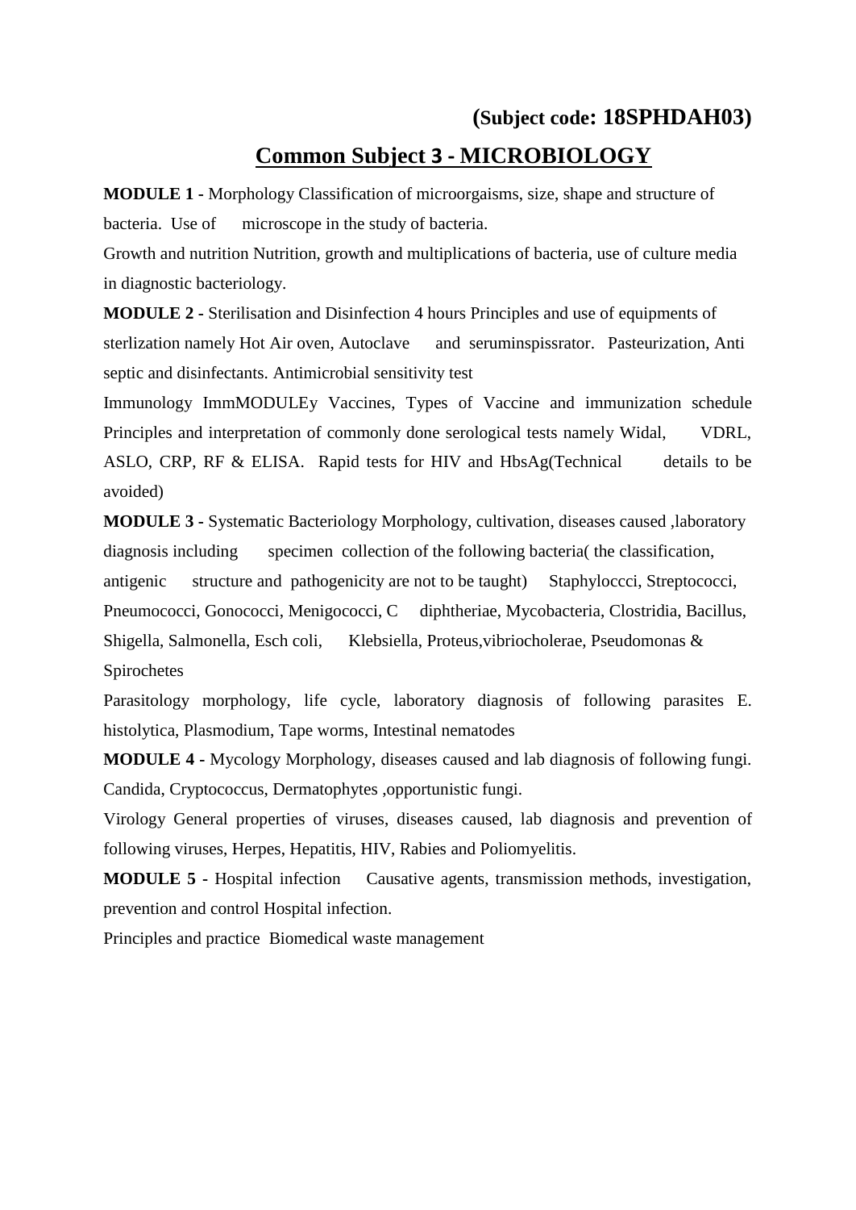**(Subject code: 18SPHDAH03)**

## Common Subject 3 - MICROBIOLOGY

**MODULE 1 -** Morphology Classification of microorgaisms, size, shape and structure of bacteria. Use of microscope in the study of bacteria.

Growth and nutrition Nutrition, growth and multiplications of bacteria, use of culture media in diagnostic bacteriology.

**MODULE 2 -** Sterilisation and Disinfection 4 hours Principles and use of equipments of sterlization namely Hot Air oven, Autoclave and seruminspissrator. Pasteurization, Anti septic and disinfectants. Antimicrobial sensitivity test

Immunology ImmMODULEy Vaccines, Types of Vaccine and immunization schedule Principles and interpretation of commonly done serological tests namely Widal, VDRL, ASLO, CRP, RF & ELISA. Rapid tests for HIV and HbsAg(Technical details to be avoided)

**MODULE 3 -** Systematic Bacteriology Morphology, cultivation, diseases caused ,laboratory diagnosis including specimen collection of the following bacteria( the classification, antigenic structure and pathogenicity are not to be taught) Staphyloccci, Streptococci, Pneumococci, Gonococci, Menigococci, C diphtheriae, Mycobacteria, Clostridia, Bacillus, Shigella, Salmonella, Esch coli, Klebsiella, Proteus,vibriocholerae, Pseudomonas & Spirochetes

Parasitology morphology, life cycle, laboratory diagnosis of following parasites E. histolytica, Plasmodium, Tape worms, Intestinal nematodes

**MODULE 4 -** Mycology Morphology, diseases caused and lab diagnosis of following fungi. Candida, Cryptococcus, Dermatophytes ,opportunistic fungi.

Virology General properties of viruses, diseases caused, lab diagnosis and prevention of following viruses, Herpes, Hepatitis, HIV, Rabies and Poliomyelitis.

**MODULE 5 -** Hospital infection Causative agents, transmission methods, investigation, prevention and control Hospital infection.

Principles and practice Biomedical waste management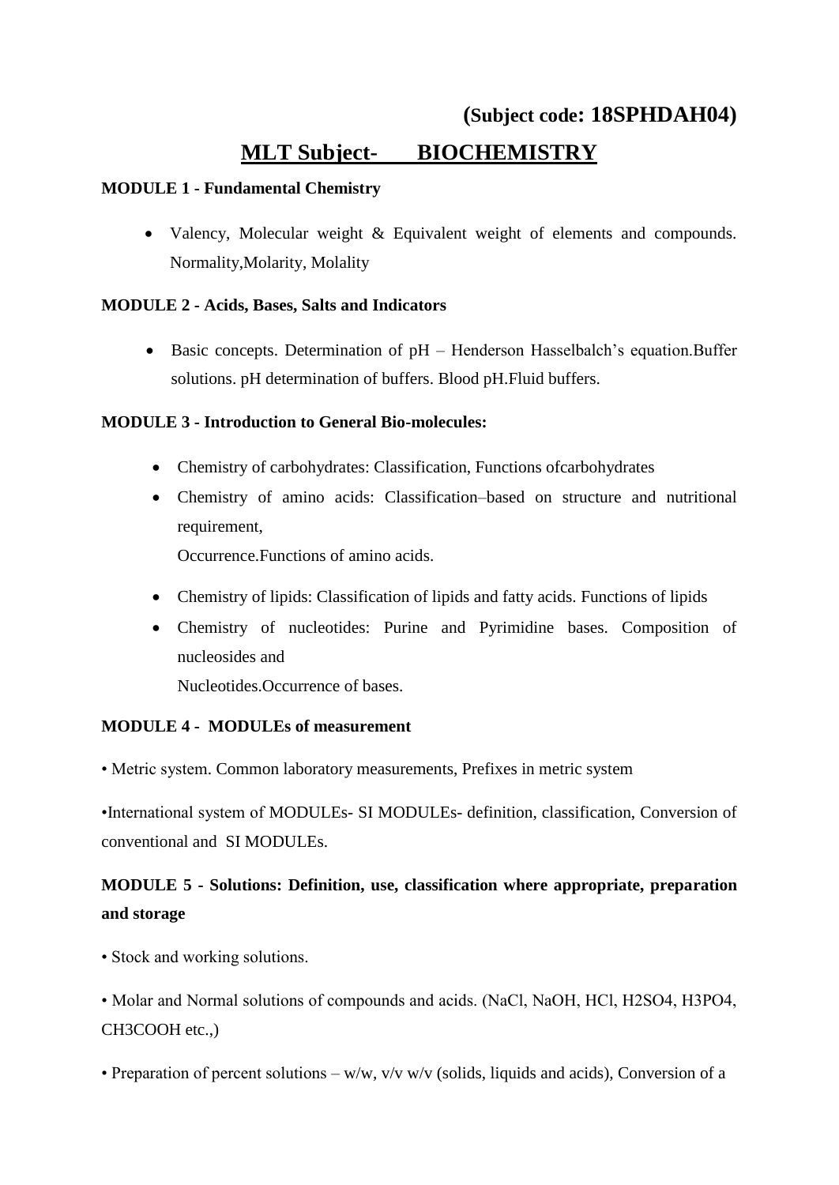## (Subject code: 18SPHDAH04)

# MLT Subject- BIOCHEMISTRY

**MODULE 1 - Fundamental Chemistry**

- Valency, Molecular weight & Equivalent weight of elements and compounds. Normality,Molarity, Molality

**MODULE 2 - Acids, Bases, Salts and Indicators**

- Basic concepts. Determination of pH – Henderson Hasselbalch's equation.Buffer solutions. pH determination of buffers. Blood pH.Fluid buffers.

**MODULE 3 - Introduction to General Bio-molecules:**

- Chemistry of carbohydrates: Classification, Functions ofcarbohydrates
- Chemistry of amino acids: Classification–based on structure and nutritional requirement,
  Occurrence.Functions of amino acids.
- Chemistry of lipids: Classification of lipids and fatty acids. Functions of lipids
- Chemistry of nucleotides: Purine and Pyrimidine bases. Composition of nucleosides and
  Nucleotides.Occurrence of bases.

**MODULE 4 - MODULEs of measurement**

• Metric system. Common laboratory measurements, Prefixes in metric system

•International system of MODULEs- SI MODULEs- definition, classification, Conversion of conventional and SI MODULEs.

**MODULE 5 - Solutions: Definition, use, classification where appropriate, preparation and storage**

• Stock and working solutions.

• Molar and Normal solutions of compounds and acids. (NaCl, NaOH, HCl, $H_2SO_4$, $H_3PO_4$, $CH_3COOH$ etc.,)

• Preparation of percent solutions – w/w, v/v w/v (solids, liquids and acids), Conversion of a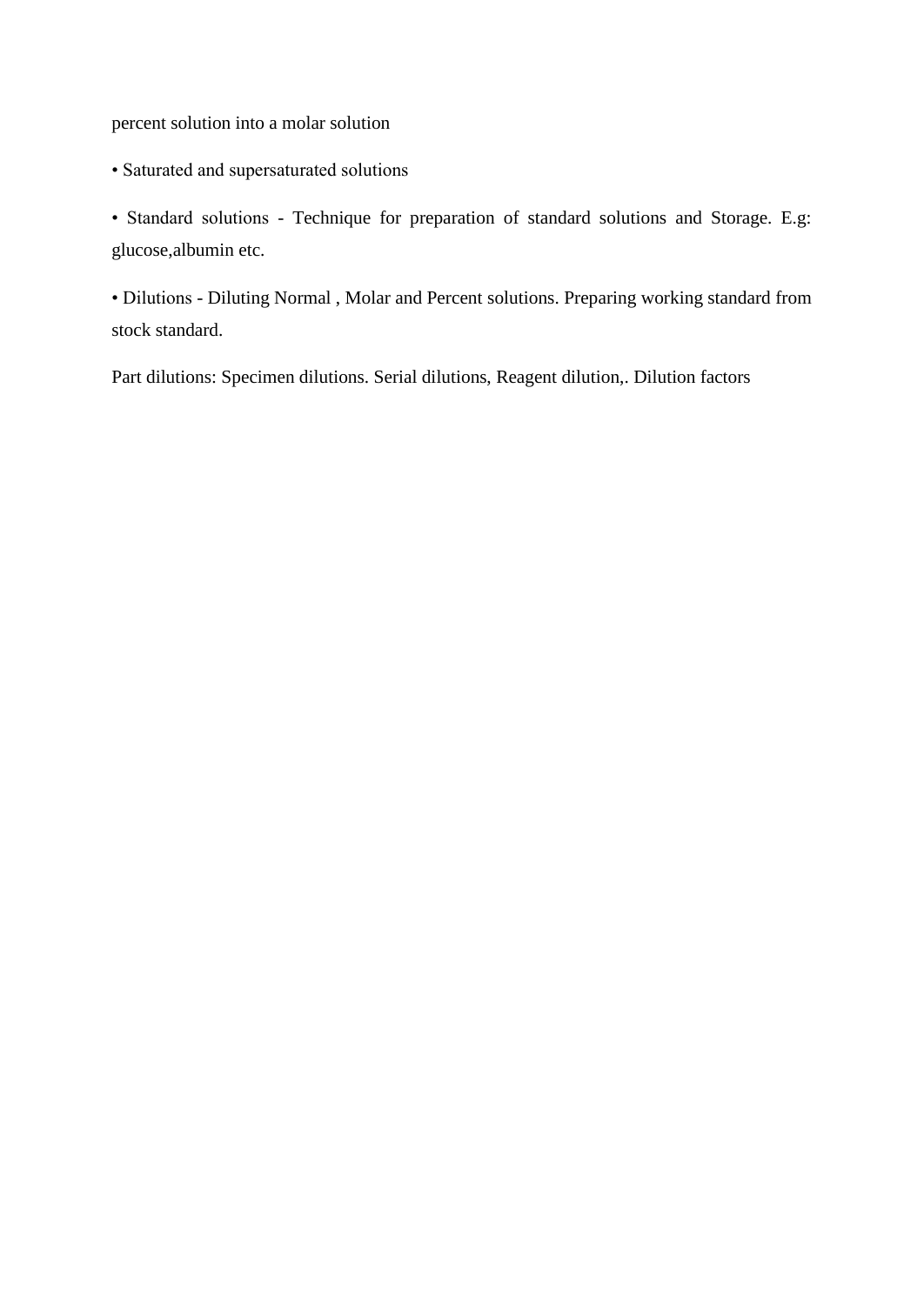percent solution into a molar solution

- Saturated and supersaturated solutions

- Standard solutions - Technique for preparation of standard solutions and Storage. E.g: glucose,albumin etc.

- Dilutions - Diluting Normal , Molar and Percent solutions. Preparing working standard from stock standard.

Part dilutions: Specimen dilutions. Serial dilutions, Reagent dilution,. Dilution factors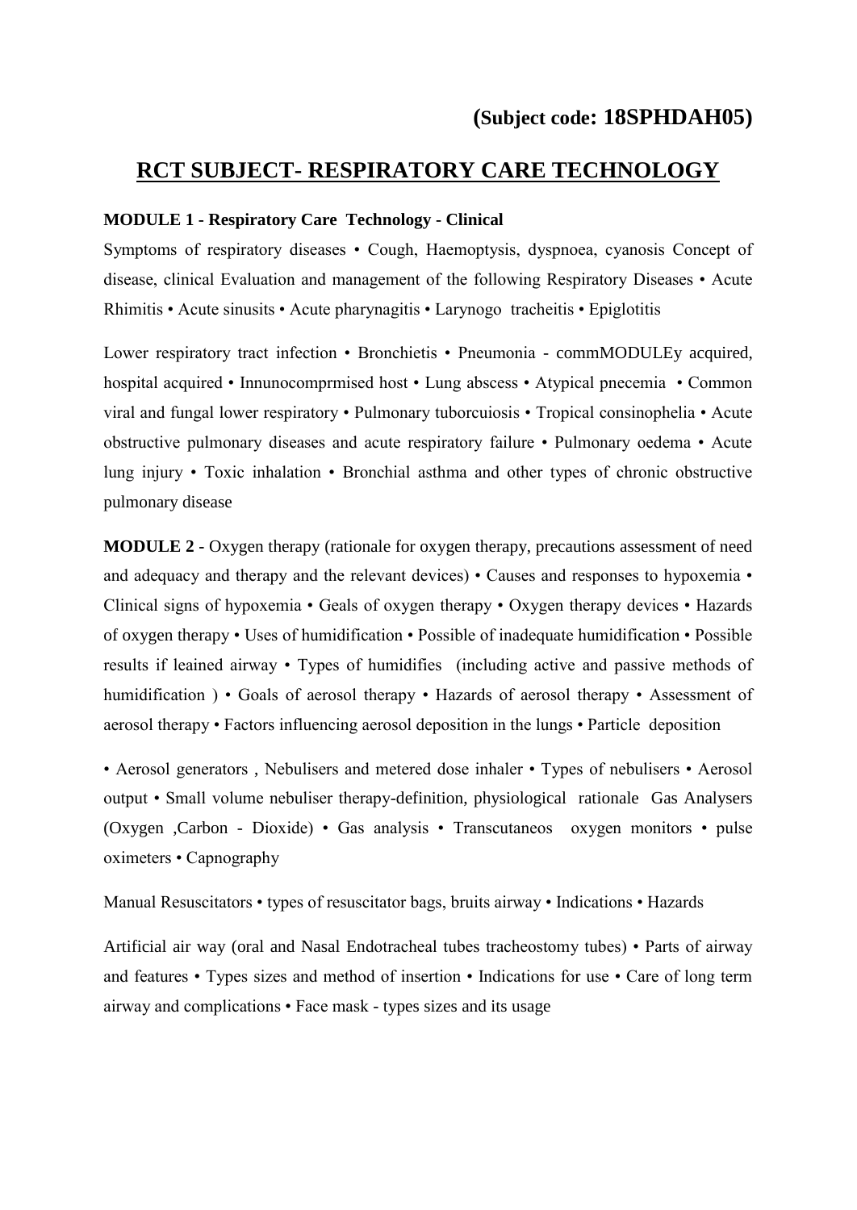**(Subject code: 18SPHDAH05)**

# RCT SUBJECT- RESPIRATORY CARE TECHNOLOGY

**MODULE 1 - Respiratory Care Technology - Clinical**

Symptoms of respiratory diseases • Cough, Haemoptysis, dyspnoea, cyanosis Concept of disease, clinical Evaluation and management of the following Respiratory Diseases • Acute Rhimitis • Acute sinusits • Acute pharynagitis • Larynogo tracheitis • Epiglotitis

Lower respiratory tract infection • Bronchietis • Pneumonia - commMODULEy acquired, hospital acquired • Innunocomprmised host • Lung abscess • Atypical pnecemia • Common viral and fungal lower respiratory • Pulmonary tuborcuiosis • Tropical consinophelia • Acute obstructive pulmonary diseases and acute respiratory failure • Pulmonary oedema • Acute lung injury • Toxic inhalation • Bronchial asthma and other types of chronic obstructive pulmonary disease

**MODULE 2** - Oxygen therapy (rationale for oxygen therapy, precautions assessment of need and adequacy and therapy and the relevant devices) • Causes and responses to hypoxemia • Clinical signs of hypoxemia • Geals of oxygen therapy • Oxygen therapy devices • Hazards of oxygen therapy • Uses of humidification • Possible of inadequate humidification • Possible results if leained airway • Types of humidifies (including active and passive methods of humidification ) • Goals of aerosol therapy • Hazards of aerosol therapy • Assessment of aerosol therapy • Factors influencing aerosol deposition in the lungs • Particle deposition

• Aerosol generators , Nebulisers and metered dose inhaler • Types of nebulisers • Aerosol output • Small volume nebuliser therapy-definition, physiological rationale Gas Analysers (Oxygen ,Carbon - Dioxide) • Gas analysis • Transcutaneos oxygen monitors • pulse oximeters • Capnography

Manual Resuscitators • types of resuscitator bags, bruits airway • Indications • Hazards

Artificial air way (oral and Nasal Endotracheal tubes tracheostomy tubes) • Parts of airway and features • Types sizes and method of insertion • Indications for use • Care of long term airway and complications • Face mask - types sizes and its usage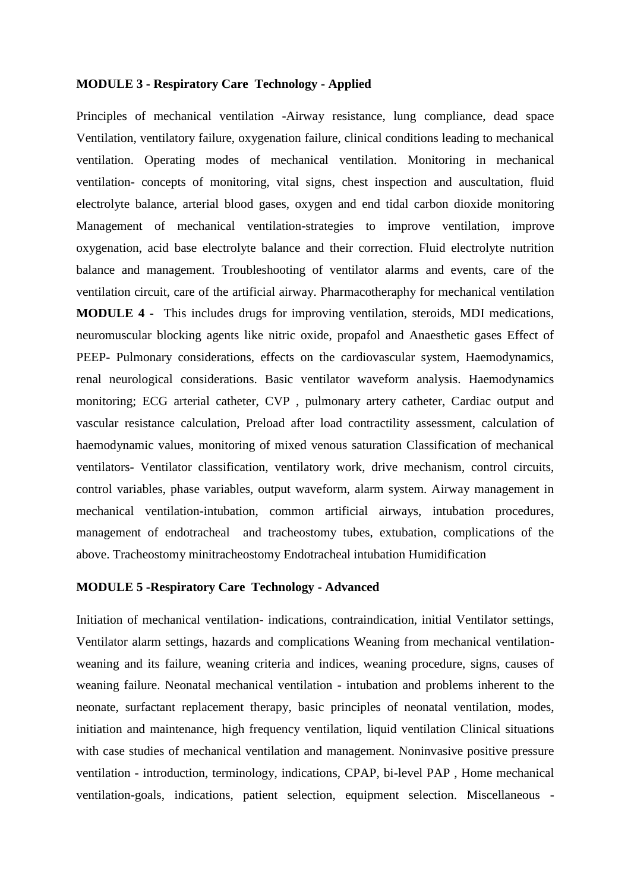**MODULE 3 - Respiratory Care Technology - Applied**

Principles of mechanical ventilation -Airway resistance, lung compliance, dead space Ventilation, ventilatory failure, oxygenation failure, clinical conditions leading to mechanical ventilation. Operating modes of mechanical ventilation. Monitoring in mechanical ventilation- concepts of monitoring, vital signs, chest inspection and auscultation, fluid electrolyte balance, arterial blood gases, oxygen and end tidal carbon dioxide monitoring Management of mechanical ventilation-strategies to improve ventilation, improve oxygenation, acid base electrolyte balance and their correction. Fluid electrolyte nutrition balance and management. Troubleshooting of ventilator alarms and events, care of the ventilation circuit, care of the artificial airway. Pharmacotheraphy for mechanical ventilation **MODULE 4 -** This includes drugs for improving ventilation, steroids, MDI medications, neuromuscular blocking agents like nitric oxide, propafol and Anaesthetic gases Effect of PEEP- Pulmonary considerations, effects on the cardiovascular system, Haemodynamics, renal neurological considerations. Basic ventilator waveform analysis. Haemodynamics monitoring; ECG arterial catheter, CVP , pulmonary artery catheter, Cardiac output and vascular resistance calculation, Preload after load contractility assessment, calculation of haemodynamic values, monitoring of mixed venous saturation Classification of mechanical ventilators- Ventilator classification, ventilatory work, drive mechanism, control circuits, control variables, phase variables, output waveform, alarm system. Airway management in mechanical ventilation-intubation, common artificial airways, intubation procedures, management of endotracheal and tracheostomy tubes, extubation, complications of the above. Tracheostomy minitracheostomy Endotracheal intubation Humidification

**MODULE 5 -Respiratory Care Technology - Advanced**

Initiation of mechanical ventilation- indications, contraindication, initial Ventilator settings, Ventilator alarm settings, hazards and complications Weaning from mechanical ventilation-weaning and its failure, weaning criteria and indices, weaning procedure, signs, causes of weaning failure. Neonatal mechanical ventilation - intubation and problems inherent to the neonate, surfactant replacement therapy, basic principles of neonatal ventilation, modes, initiation and maintenance, high frequency ventilation, liquid ventilation Clinical situations with case studies of mechanical ventilation and management. Noninvasive positive pressure ventilation - introduction, terminology, indications, CPAP, bi-level PAP , Home mechanical ventilation-goals, indications, patient selection, equipment selection. Miscellaneous -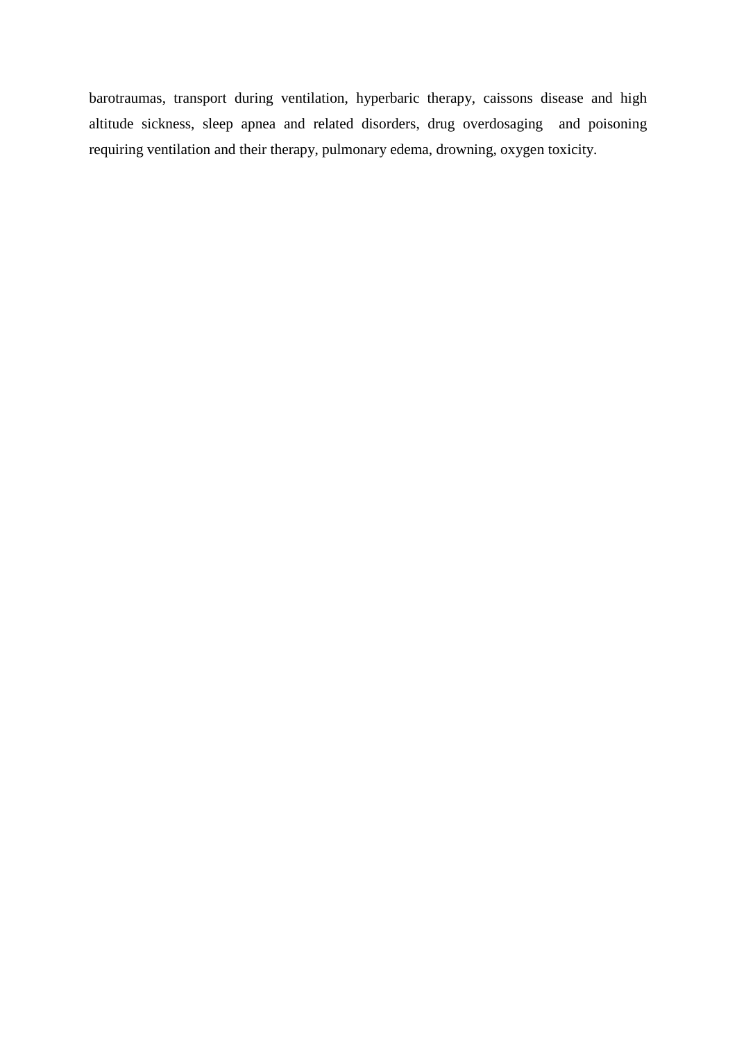barotraumas, transport during ventilation, hyperbaric therapy, caissons disease and high altitude sickness, sleep apnea and related disorders, drug overdosaging  and poisoning requiring ventilation and their therapy, pulmonary edema, drowning, oxygen toxicity.